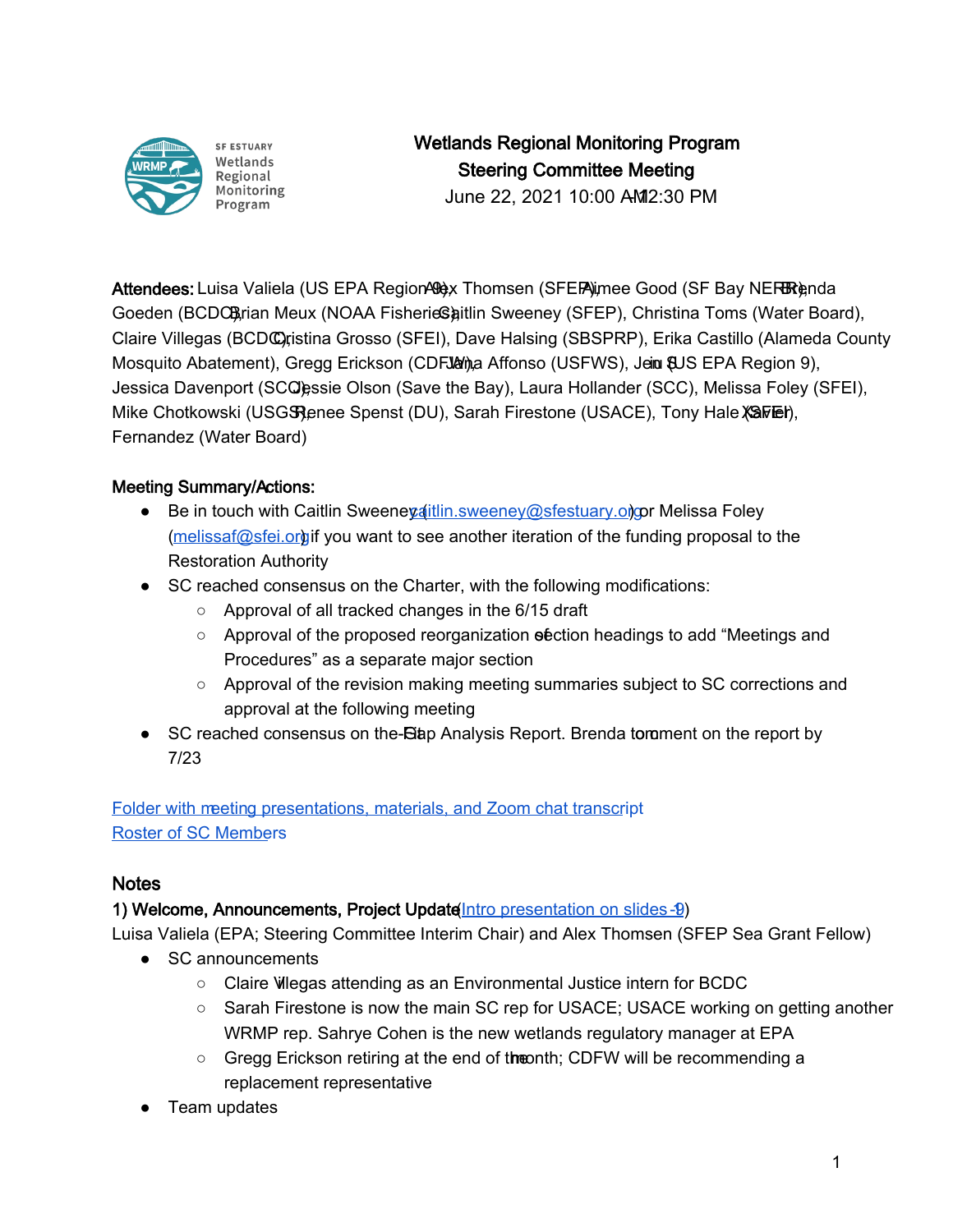# Wetlands Regional Monitoring Program
## Steering Committee Meeting
June 22, 2021 10:00 AM - 12:30 PM

**Attendees:** Luisa Valiela (US EPA Region 9), Alex Thomsen (SFEP), Aimee Good (SF Bay NERR), Brenda Goeden (BCDC), Brian Meux (NOAA Fisheries), Caitlin Sweeney (SFEP), Christina Toms (Water Board), Claire Villegas (BCDC), Cristina Grosso (SFEI), Dave Halsing (SBSPRP), Erika Castillo (Alameda County Mosquito Abatement), Gregg Erickson (CDFW), Jana Affonso (USFWS), Jen Siu (US EPA Region 9), Jessica Davenport (SCC), Jessie Olson (Save the Bay), Laura Hollander (SCC), Melissa Foley (SFEI), Mike Chotkowski (USGS), Renee Spenst (DU), Sarah Firestone (USACE), Tony Hale (SFEI), Xavier Fernandez (Water Board)

**Meeting Summary/Actions:**

- Be in touch with Caitlin Sweeney (caitlin.sweeney@sfestuary.org) or Melissa Foley (melissaf@sfei.org) if you want to see another iteration of the funding proposal to the Restoration Authority
- SC reached consensus on the Charter, with the following modifications:
  - Approval of all tracked changes in the 6/15 draft
  - Approval of the proposed reorganization of section headings to add "Meetings and Procedures" as a separate major section
  - Approval of the revision making meeting summaries subject to SC corrections and approval at the following meeting
- SC reached consensus on the Data Gap Analysis Report. Brenda to comment on the report by 7/23

[Folder with meeting presentations, materials, and Zoom chat transcript](#)
[Roster of SC Members](#)

## Notes

**1) Welcome, Announcements, Project Updates** ([Intro presentation on slides 1-9](#))
Luisa Valiela (EPA; Steering Committee Interim Chair) and Alex Thomsen (SFEP Sea Grant Fellow)

- SC announcements
  - Claire Villegas attending as an Environmental Justice intern for BCDC
  - Sarah Firestone is now the main SC rep for USACE; USACE working on getting another WRMP rep. Sahrye Cohen is the new wetlands regulatory manager at EPA
  - Gregg Erickson retiring at the end of the month; CDFW will be recommending a replacement representative
- Team updates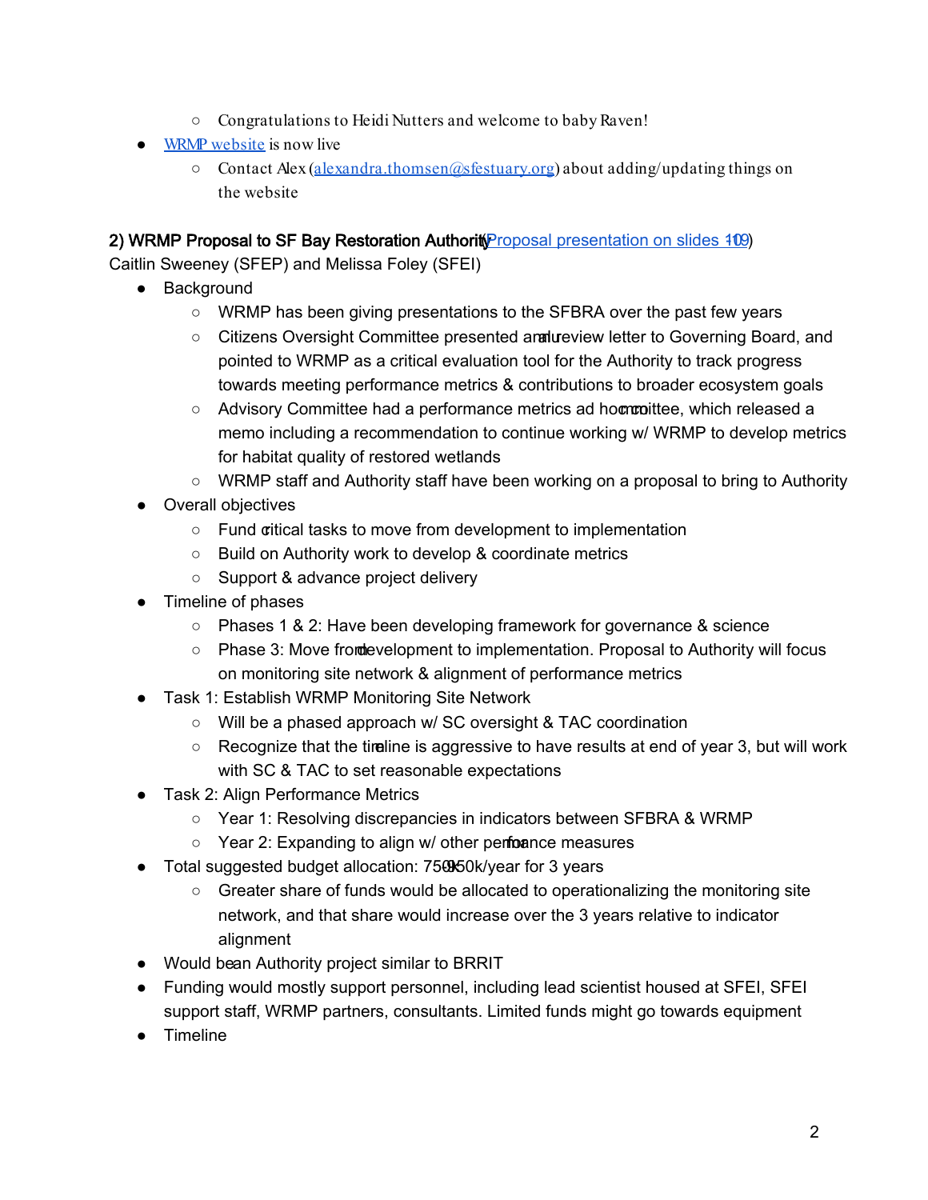- Congratulations to Heidi Nutters and welcome to baby Raven!
- [WRMP website](#) is now live
  - Contact Alex (alexandra.thomsen@sfestuary.org) about adding/updating things on the website

**2) WRMP Proposal to SF Bay Restoration Authority** ([Proposal presentation on slides 10-19](#))
Caitlin Sweeney (SFEP) and Melissa Foley (SFEI)

- Background
  - WRMP has been giving presentations to the SFBRA over the past few years
  - Citizens Oversight Committee presented annual review letter to Governing Board, and pointed to WRMP as a critical evaluation tool for the Authority to track progress towards meeting performance metrics & contributions to broader ecosystem goals
  - Advisory Committee had a performance metrics ad hoc committee, which released a memo including a recommendation to continue working w/ WRMP to develop metrics for habitat quality of restored wetlands
  - WRMP staff and Authority staff have been working on a proposal to bring to Authority
- Overall objectives
  - Fund critical tasks to move from development to implementation
  - Build on Authority work to develop & coordinate metrics
  - Support & advance project delivery
- Timeline of phases
  - Phases 1 & 2: Have been developing framework for governance & science
  - Phase 3: Move from development to implementation. Proposal to Authority will focus on monitoring site network & alignment of performance metrics
- Task 1: Establish WRMP Monitoring Site Network
  - Will be a phased approach w/ SC oversight & TAC coordination
  - Recognize that the timeline is aggressive to have results at end of year 3, but will work with SC & TAC to set reasonable expectations
- Task 2: Align Performance Metrics
  - Year 1: Resolving discrepancies in indicators between SFBRA & WRMP
  - Year 2: Expanding to align w/ other performance measures
- Total suggested budget allocation: 750K-950k/year for 3 years
  - Greater share of funds would be allocated to operationalizing the monitoring site network, and that share would increase over the 3 years relative to indicator alignment
- Would be an Authority project similar to BRRIT
- Funding would mostly support personnel, including lead scientist housed at SFEI, SFEI support staff, WRMP partners, consultants. Limited funds might go towards equipment
- Timeline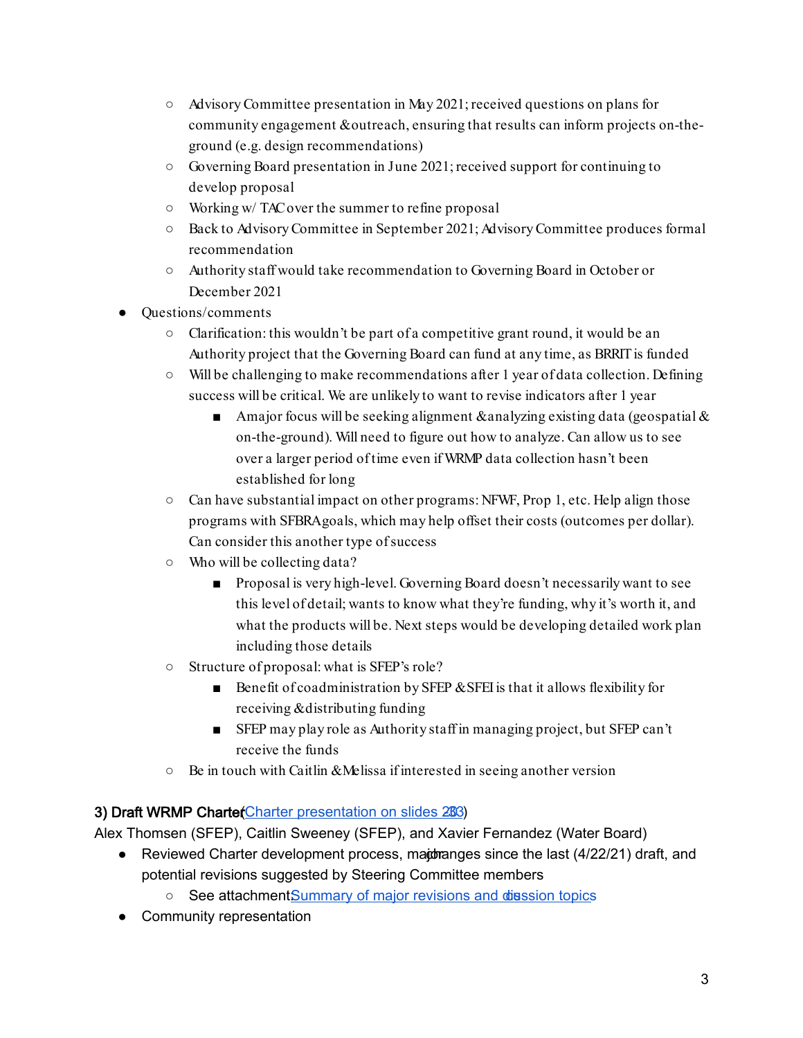- Advisory Committee presentation in May 2021; received questions on plans for community engagement & outreach, ensuring that results can inform projects on-the-ground (e.g. design recommendations)
  - Governing Board presentation in June 2021; received support for continuing to develop proposal
  - Working w/ TAC over the summer to refine proposal
  - Back to Advisory Committee in September 2021; Advisory Committee produces formal recommendation
  - Authority staff would take recommendation to Governing Board in October or December 2021
- Questions/comments
  - Clarification: this wouldn't be part of a competitive grant round, it would be an Authority project that the Governing Board can fund at any time, as BRRIT is funded
  - Will be challenging to make recommendations after 1 year of data collection. Defining success will be critical. We are unlikely to want to revise indicators after 1 year
    - A major focus will be seeking alignment & analyzing existing data (geospatial & on-the-ground). Will need to figure out how to analyze. Can allow us to see over a larger period of time even if WRMP data collection hasn't been established for long
  - Can have substantial impact on other programs: NFWF, Prop 1, etc. Help align those programs with SFBRA goals, which may help offset their costs (outcomes per dollar). Can consider this another type of success
  - Who will be collecting data?
    - Proposal is very high-level. Governing Board doesn't necessarily want to see this level of detail; wants to know what they're funding, why it's worth it, and what the products will be. Next steps would be developing detailed work plan including those details
  - Structure of proposal: what is SFEP's role?
    - Benefit of coadministration by SFEP & SFEI is that it allows flexibility for receiving & distributing funding
    - SFEP may play role as Authority staff in managing project, but SFEP can't receive the funds
  - Be in touch with Caitlin & Melissa if interested in seeing another version

**3) Draft WRMP Charter** (Charter presentation on slides 28-33)

Alex Thomsen (SFEP), Caitlin Sweeney (SFEP), and Xavier Fernandez (Water Board)

- Reviewed Charter development process, major changes since the last (4/22/21) draft, and potential revisions suggested by Steering Committee members
  - See attachment: Summary of major revisions and discussion topics
- Community representation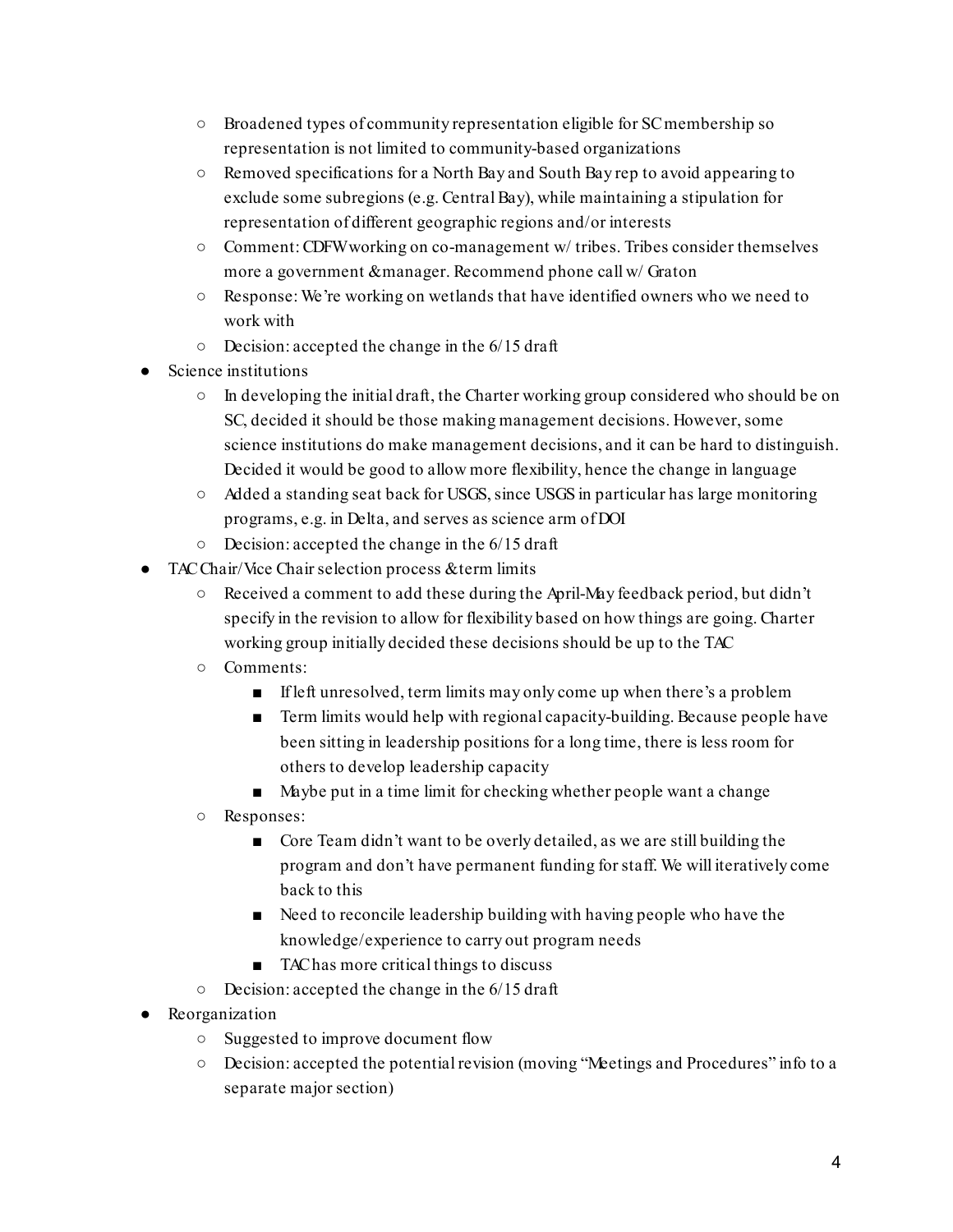- Broadened types of community representation eligible for SC membership so representation is not limited to community-based organizations
    - Removed specifications for a North Bay and South Bay rep to avoid appearing to exclude some subregions (e.g. Central Bay), while maintaining a stipulation for representation of different geographic regions and/or interests
    - Comment: CDFW working on co-management w/ tribes. Tribes consider themselves more a government & manager. Recommend phone call w/ Graton
    - Response: We're working on wetlands that have identified owners who we need to work with
    - Decision: accepted the change in the 6/15 draft
- Science institutions
    - In developing the initial draft, the Charter working group considered who should be on SC, decided it should be those making management decisions. However, some science institutions do make management decisions, and it can be hard to distinguish. Decided it would be good to allow more flexibility, hence the change in language
    - Added a standing seat back for USGS, since USGS in particular has large monitoring programs, e.g. in Delta, and serves as science arm of DOI
    - Decision: accepted the change in the 6/15 draft
- TAC Chair/Vice Chair selection process & term limits
    - Received a comment to add these during the April-May feedback period, but didn't specify in the revision to allow for flexibility based on how things are going. Charter working group initially decided these decisions should be up to the TAC
    - Comments:
        - If left unresolved, term limits may only come up when there's a problem
        - Term limits would help with regional capacity-building. Because people have been sitting in leadership positions for a long time, there is less room for others to develop leadership capacity
        - Maybe put in a time limit for checking whether people want a change
    - Responses:
        - Core Team didn't want to be overly detailed, as we are still building the program and don't have permanent funding for staff. We will iteratively come back to this
        - Need to reconcile leadership building with having people who have the knowledge/experience to carry out program needs
        - TAC has more critical things to discuss
    - Decision: accepted the change in the 6/15 draft
- Reorganization
    - Suggested to improve document flow
    - Decision: accepted the potential revision (moving "Meetings and Procedures" info to a separate major section)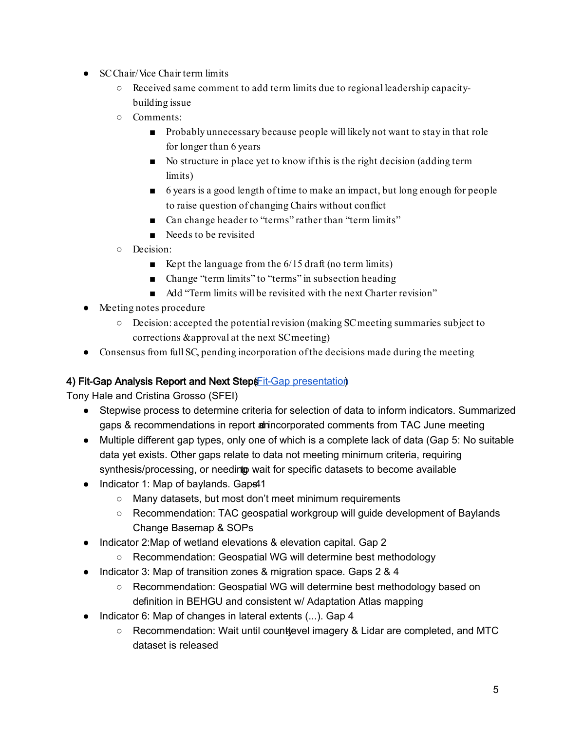- SC Chair/Vice Chair term limits
    - Received same comment to add term limits due to regional leadership capacity-building issue
    - Comments:
        - Probably unnecessary because people will likely not want to stay in that role for longer than 6 years
        - No structure in place yet to know if this is the right decision (adding term limits)
        - 6 years is a good length of time to make an impact, but long enough for people to raise question of changing Chairs without conflict
        - Can change header to "terms" rather than "term limits"
        - Needs to be revisited
    - Decision:
        - Kept the language from the 6/15 draft (no term limits)
        - Change "term limits" to "terms" in subsection heading
        - Add "Term limits will be revisited with the next Charter revision"
- Meeting notes procedure
    - Decision: accepted the potential revision (making SC meeting summaries subject to corrections & approval at the next SC meeting)
- Consensus from full SC, pending incorporation of the decisions made during the meeting

**4) Fit-Gap Analysis Report and Next Steps (Fit-Gap presentation)**

Tony Hale and Cristina Grosso (SFEI)

- Stepwise process to determine criteria for selection of data to inform indicators. Summarized gaps & recommendations in report and incorporated comments from TAC June meeting
- Multiple different gap types, only one of which is a complete lack of data (Gap 5: No suitable data yet exists. Other gaps relate to data not meeting minimum criteria, requiring synthesis/processing, or needing to wait for specific datasets to become available
- Indicator 1: Map of baylands. Gaps 4, 1
    - Many datasets, but most don't meet minimum requirements
    - Recommendation: TAC geospatial workgroup will guide development of Baylands Change Basemap & SOPs
- Indicator 2: Map of wetland elevations & elevation capital. Gap 2
    - Recommendation: Geospatial WG will determine best methodology
- Indicator 3: Map of transition zones & migration space. Gaps 2 & 4
    - Recommendation: Geospatial WG will determine best methodology based on definition in BEHGU and consistent w/ Adaptation Atlas mapping
- Indicator 6: Map of changes in lateral extents (...). Gap 4
    - Recommendation: Wait until county-level imagery & Lidar are completed, and MTC dataset is released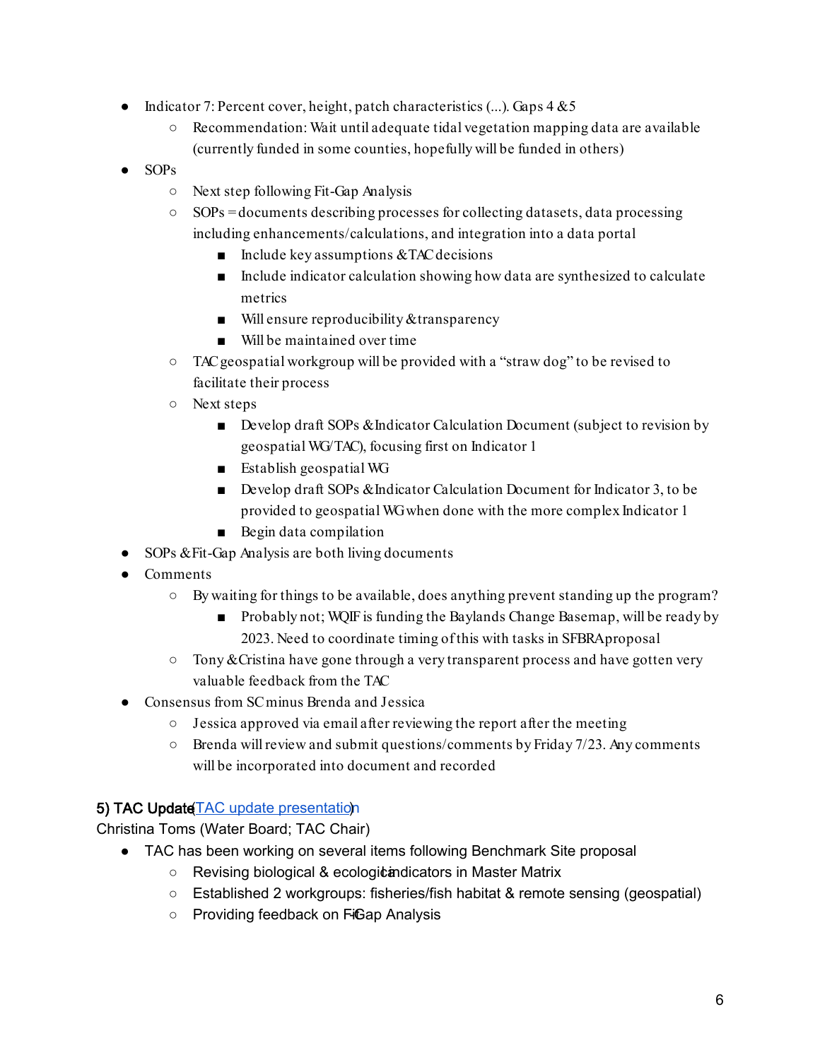- Indicator 7: Percent cover, height, patch characteristics (...). Gaps 4 & 5
  - Recommendation: Wait until adequate tidal vegetation mapping data are available (currently funded in some counties, hopefully will be funded in others)
- SOPs
  - Next step following Fit-Gap Analysis
  - SOPs = documents describing processes for collecting datasets, data processing including enhancements/calculations, and integration into a data portal
    - Include key assumptions & TAC decisions
    - Include indicator calculation showing how data are synthesized to calculate metrics
    - Will ensure reproducibility & transparency
    - Will be maintained over time
  - TAC geospatial workgroup will be provided with a "straw dog" to be revised to facilitate their process
  - Next steps
    - Develop draft SOPs & Indicator Calculation Document (subject to revision by geospatial WG/TAC), focusing first on Indicator 1
    - Establish geospatial WG
    - Develop draft SOPs & Indicator Calculation Document for Indicator 3, to be provided to geospatial WG when done with the more complex Indicator 1
    - Begin data compilation
- SOPs & Fit-Gap Analysis are both living documents
- Comments
  - By waiting for things to be available, does anything prevent standing up the program?
    - Probably not; WQIF is funding the Baylands Change Basemap, will be ready by 2023. Need to coordinate timing of this with tasks in SFBRA proposal
  - Tony & Cristina have gone through a very transparent process and have gotten very valuable feedback from the TAC
- Consensus from SC minus Brenda and Jessica
  - Jessica approved via email after reviewing the report after the meeting
  - Brenda will review and submit questions/comments by Friday 7/23. Any comments will be incorporated into document and recorded

**5) TAC Update** (TAC update presentation)
Christina Toms (Water Board; TAC Chair)

- TAC has been working on several items following Benchmark Site proposal
  - Revising biological & ecological indicators in Master Matrix
  - Established 2 workgroups: fisheries/fish habitat & remote sensing (geospatial)
  - Providing feedback on Fit-Gap Analysis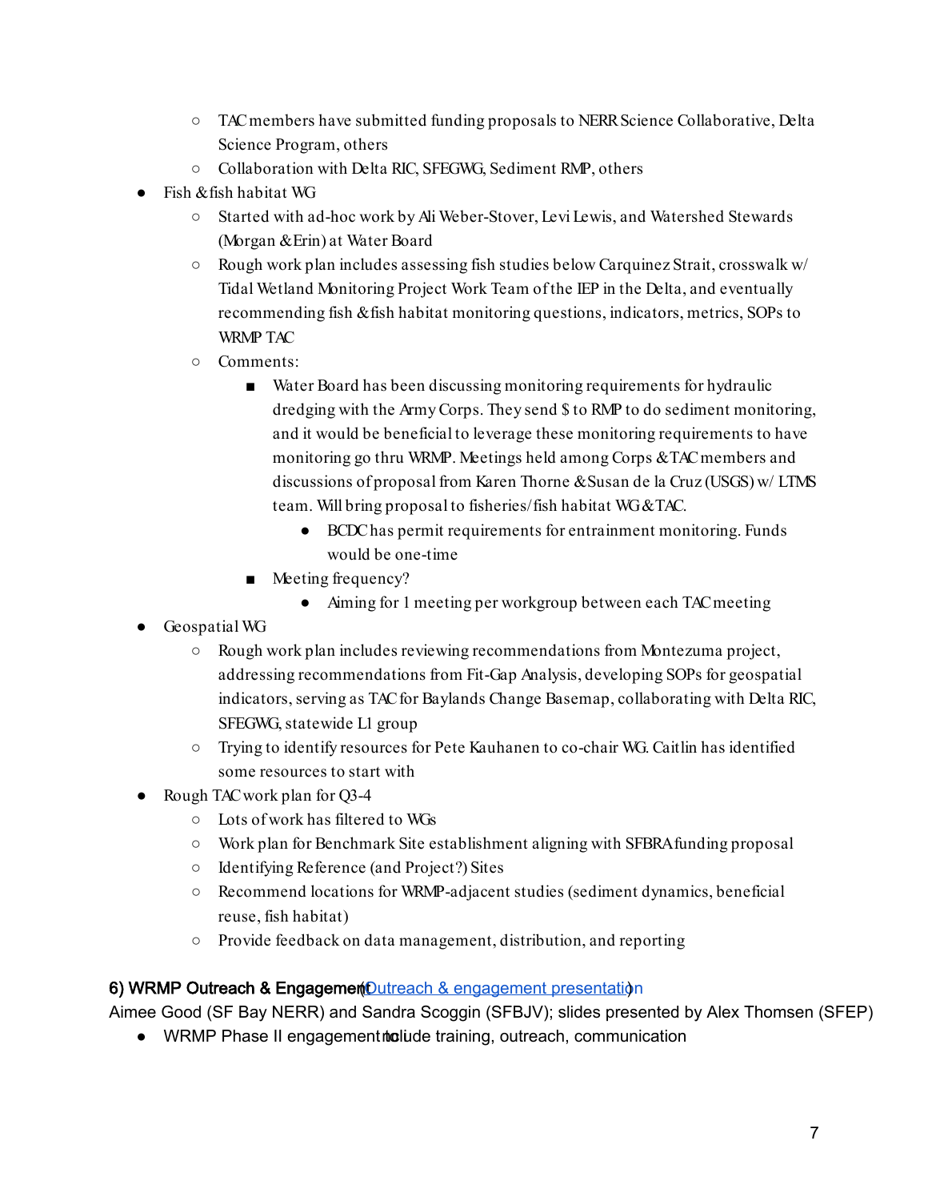- TAC members have submitted funding proposals to NERR Science Collaborative, Delta Science Program, others
  - Collaboration with Delta RIC, SFEGWG, Sediment RMP, others
- Fish & fish habitat WG
  - Started with ad-hoc work by Ali Weber-Stover, Levi Lewis, and Watershed Stewards (Morgan & Erin) at Water Board
  - Rough work plan includes assessing fish studies below Carquinez Strait, crosswalk w/ Tidal Wetland Monitoring Project Work Team of the IEP in the Delta, and eventually recommending fish & fish habitat monitoring questions, indicators, metrics, SOPs to WRMP TAC
  - Comments:
    - Water Board has been discussing monitoring requirements for hydraulic dredging with the Army Corps. They send $ to RMP to do sediment monitoring, and it would be beneficial to leverage these monitoring requirements to have monitoring go thru WRMP. Meetings held among Corps & TAC members and discussions of proposal from Karen Thorne & Susan de la Cruz (USGS) w/ LTMS team. Will bring proposal to fisheries/fish habitat WG & TAC.
      - BCDC has permit requirements for entrainment monitoring. Funds would be one-time
    - Meeting frequency?
      - Aiming for 1 meeting per workgroup between each TAC meeting
- Geospatial WG
  - Rough work plan includes reviewing recommendations from Montezuma project, addressing recommendations from Fit-Gap Analysis, developing SOPs for geospatial indicators, serving as TAC for Baylands Change Basemap, collaborating with Delta RIC, SFEGWG, statewide L1 group
  - Trying to identify resources for Pete Kauhanen to co-chair WG. Caitlin has identified some resources to start with
- Rough TAC work plan for Q3-4
  - Lots of work has filtered to WGs
  - Work plan for Benchmark Site establishment aligning with SFBRA funding proposal
  - Identifying Reference (and Project?) Sites
  - Recommend locations for WRMP-adjacent studies (sediment dynamics, beneficial reuse, fish habitat)
  - Provide feedback on data management, distribution, and reporting

### 6) WRMP Outreach & Engagement (Outreach & engagement presentation)

Aimee Good (SF Bay NERR) and Sandra Scoggin (SFBJV); slides presented by Alex Thomsen (SFEP)

- WRMP Phase II engagement to include training, outreach, communication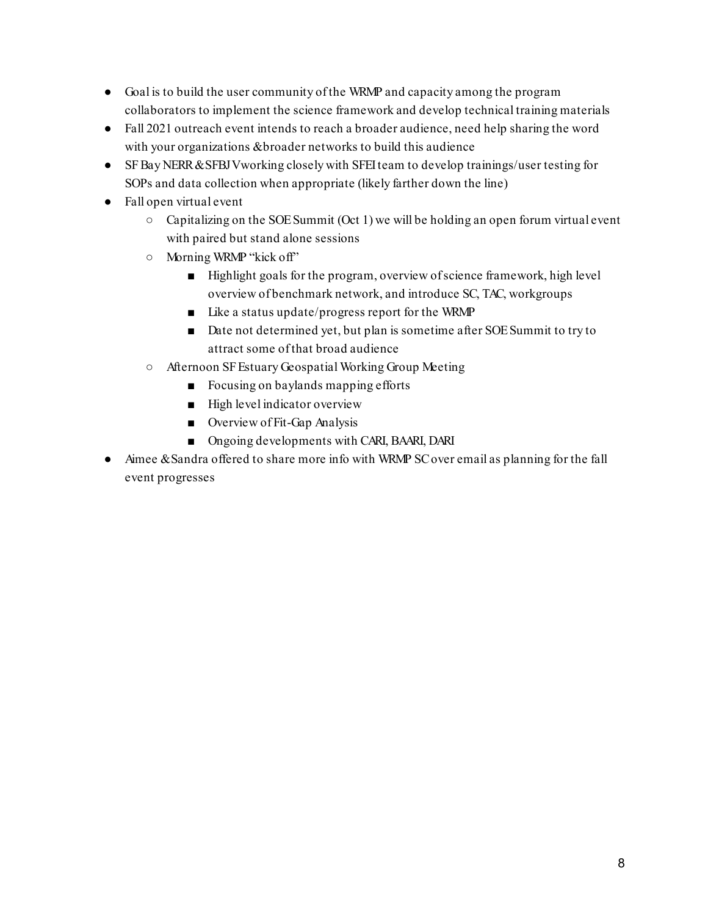- Goal is to build the user community of the WRMP and capacity among the program collaborators to implement the science framework and develop technical training materials
- Fall 2021 outreach event intends to reach a broader audience, need help sharing the word with your organizations & broader networks to build this audience
- SF Bay NERR & SFBJV working closely with SFEI team to develop trainings/user testing for SOPs and data collection when appropriate (likely farther down the line)
- Fall open virtual event
  - Capitalizing on the SOE Summit (Oct 1) we will be holding an open forum virtual event with paired but stand alone sessions
  - Morning WRMP "kick off"
    - Highlight goals for the program, overview of science framework, high level overview of benchmark network, and introduce SC, TAC, workgroups
    - Like a status update/progress report for the WRMP
    - Date not determined yet, but plan is sometime after SOE Summit to try to attract some of that broad audience
  - Afternoon SF Estuary Geospatial Working Group Meeting
    - Focusing on baylands mapping efforts
    - High level indicator overview
    - Overview of Fit-Gap Analysis
    - Ongoing developments with CARI, BAARI, DARI
- Aimee & Sandra offered to share more info with WRMP SC over email as planning for the fall event progresses